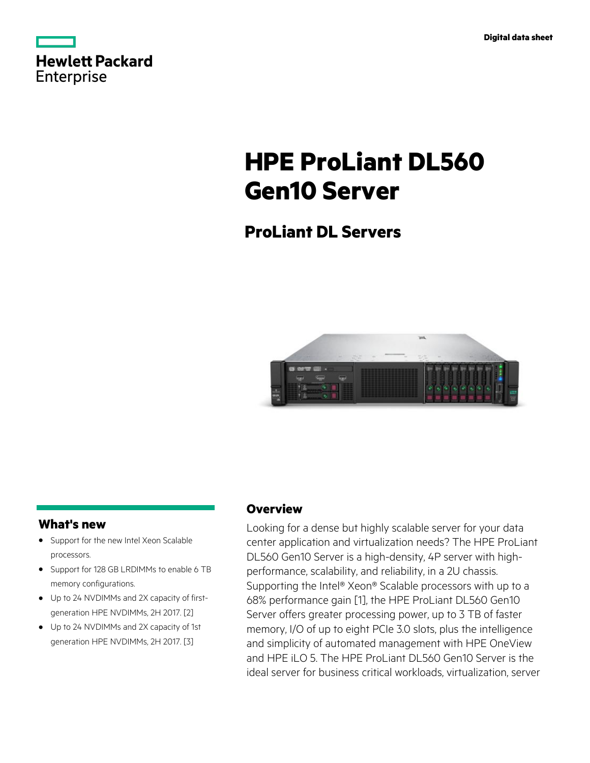Digital data sheet

# HPE ProLiant DL560 Gen10 Server

## ProLiant DL Servers

### What's new

- Support for the new Intel Xeon Scalable processors.
- Support for 128 GB LRDIMMs to enable 6 TB memory configurations.
- Up to 24 NVDIMMs and 2X capacity of first-generation HPE NVDIMMs, 2H 2017. [2]
- Up to 24 NVDIMMs and 2X capacity of 1st generation HPE NVDIMMs, 2H 2017. [3]

### Overview

Looking for a dense but highly scalable server for your data center application and virtualization needs? The HPE ProLiant DL560 Gen10 Server is a high-density, 4P server with high-performance, scalability, and reliability, in a 2U chassis. Supporting the Intel® Xeon® Scalable processors with up to a 68% performance gain [1], the HPE ProLiant DL560 Gen10 Server offers greater processing power, up to 3 TB of faster memory, I/O of up to eight PCIe 3.0 slots, plus the intelligence and simplicity of automated management with HPE OneView and HPE iLO 5. The HPE ProLiant DL560 Gen10 Server is the ideal server for business critical workloads, virtualization, server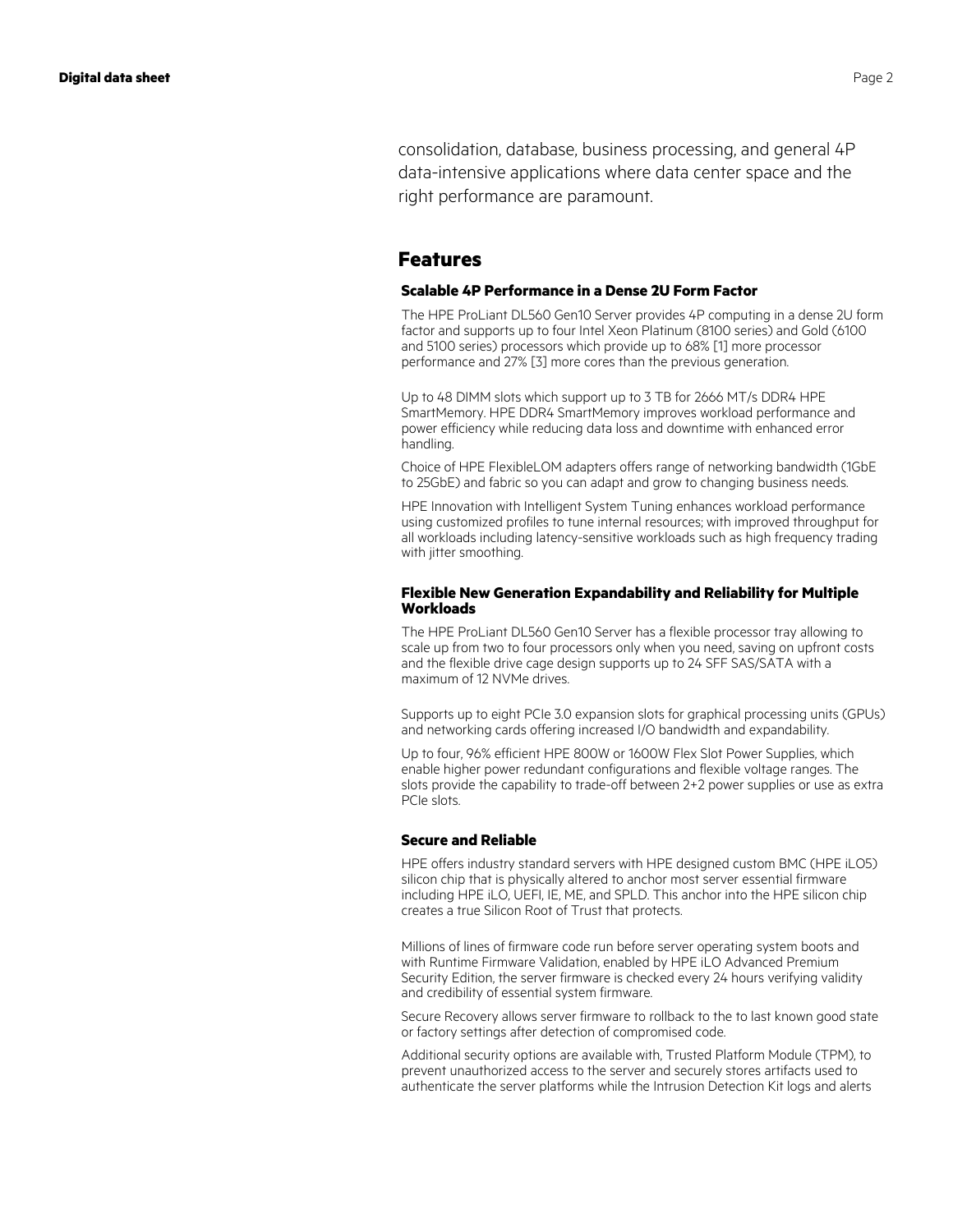consolidation, database, business processing, and general 4P data-intensive applications where data center space and the right performance are paramount.

## Features

### Scalable 4P Performance in a Dense 2U Form Factor

The HPE ProLiant DL560 Gen10 Server provides 4P computing in a dense 2U form factor and supports up to four Intel Xeon Platinum (8100 series) and Gold (6100 and 5100 series) processors which provide up to 68% [1] more processor performance and 27% [3] more cores than the previous generation.

Up to 48 DIMM slots which support up to 3 TB for 2666 MT/s DDR4 HPE SmartMemory. HPE DDR4 SmartMemory improves workload performance and power efficiency while reducing data loss and downtime with enhanced error handling.

Choice of HPE FlexibleLOM adapters offers range of networking bandwidth (1GbE to 25GbE) and fabric so you can adapt and grow to changing business needs.

HPE Innovation with Intelligent System Tuning enhances workload performance using customized profiles to tune internal resources; with improved throughput for all workloads including latency-sensitive workloads such as high frequency trading with jitter smoothing.

### Flexible New Generation Expandability and Reliability for Multiple Workloads

The HPE ProLiant DL560 Gen10 Server has a flexible processor tray allowing to scale up from two to four processors only when you need, saving on upfront costs and the flexible drive cage design supports up to 24 SFF SAS/SATA with a maximum of 12 NVMe drives.

Supports up to eight PCIe 3.0 expansion slots for graphical processing units (GPUs) and networking cards offering increased I/O bandwidth and expandability.

Up to four, 96% efficient HPE 800W or 1600W Flex Slot Power Supplies, which enable higher power redundant configurations and flexible voltage ranges. The slots provide the capability to trade-off between 2+2 power supplies or use as extra PCIe slots.

### Secure and Reliable

HPE offers industry standard servers with HPE designed custom BMC (HPE iLO5) silicon chip that is physically altered to anchor most server essential firmware including HPE iLO, UEFI, IE, ME, and SPLD. This anchor into the HPE silicon chip creates a true Silicon Root of Trust that protects.

Millions of lines of firmware code run before server operating system boots and with Runtime Firmware Validation, enabled by HPE iLO Advanced Premium Security Edition, the server firmware is checked every 24 hours verifying validity and credibility of essential system firmware.

Secure Recovery allows server firmware to rollback to the to last known good state or factory settings after detection of compromised code.

Additional security options are available with, Trusted Platform Module (TPM), to prevent unauthorized access to the server and securely stores artifacts used to authenticate the server platforms while the Intrusion Detection Kit logs and alerts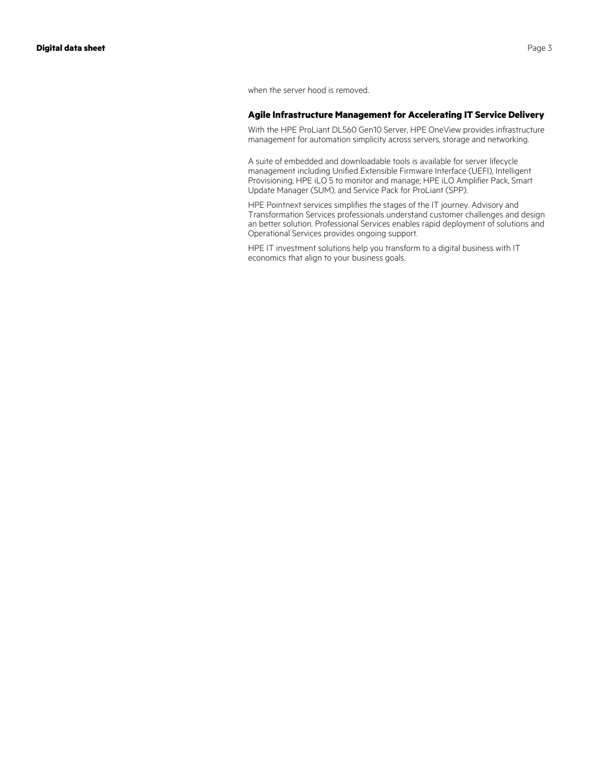when the server hood is removed.

## Agile Infrastructure Management for Accelerating IT Service Delivery

With the HPE ProLiant DL560 Gen10 Server, HPE OneView provides infrastructure management for automation simplicity across servers, storage and networking.

A suite of embedded and downloadable tools is available for server lifecycle management including Unified Extensible Firmware Interface (UEFI), Intelligent Provisioning; HPE iLO 5 to monitor and manage; HPE iLO Amplifier Pack, Smart Update Manager (SUM), and Service Pack for ProLiant (SPP).

HPE Pointnext services simplifies the stages of the IT journey. Advisory and Transformation Services professionals understand customer challenges and design an better solution. Professional Services enables rapid deployment of solutions and Operational Services provides ongoing support.

HPE IT investment solutions help you transform to a digital business with IT economics that align to your business goals.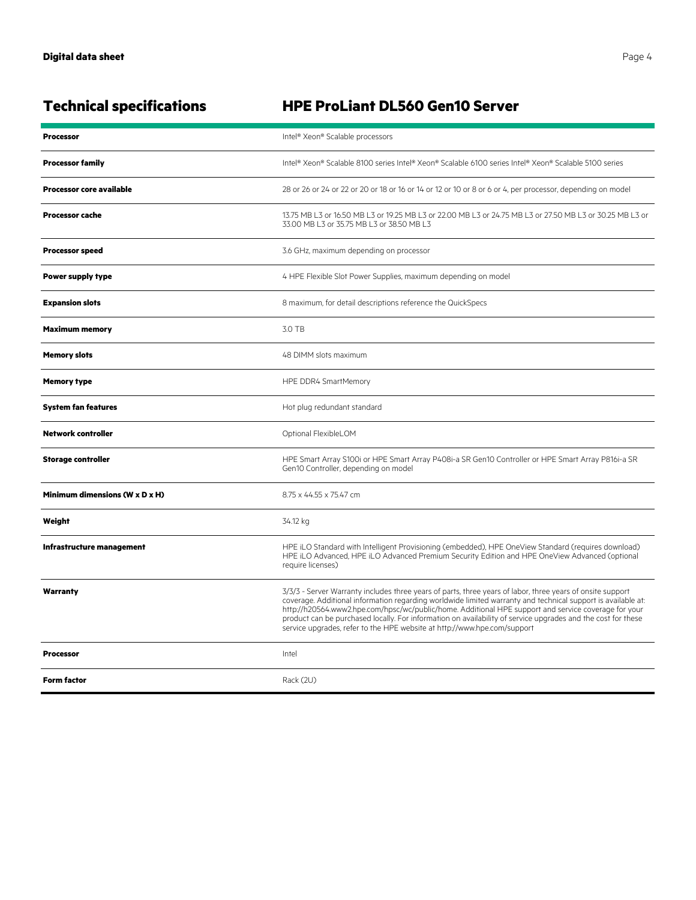## Technical specifications — HPE ProLiant DL560 Gen10 Server

| | |
|---|---|
| **Processor** | Intel® Xeon® Scalable processors |
| **Processor family** | Intel® Xeon® Scalable 8100 series Intel® Xeon® Scalable 6100 series Intel® Xeon® Scalable 5100 series |
| **Processor core available** | 28 or 26 or 24 or 22 or 20 or 18 or 16 or 14 or 12 or 10 or 8 or 6 or 4, per processor, depending on model |
| **Processor cache** | 13.75 MB L3 or 16.50 MB L3 or 19.25 MB L3 or 22.00 MB L3 or 24.75 MB L3 or 27.50 MB L3 or 30.25 MB L3 or 33.00 MB L3 or 35.75 MB L3 or 38.50 MB L3 |
| **Processor speed** | 3.6 GHz, maximum depending on processor |
| **Power supply type** | 4 HPE Flexible Slot Power Supplies, maximum depending on model |
| **Expansion slots** | 8 maximum, for detail descriptions reference the QuickSpecs |
| **Maximum memory** | 3.0 TB |
| **Memory slots** | 48 DIMM slots maximum |
| **Memory type** | HPE DDR4 SmartMemory |
| **System fan features** | Hot plug redundant standard |
| **Network controller** | Optional FlexibleLOM |
| **Storage controller** | HPE Smart Array S100i or HPE Smart Array P408i-a SR Gen10 Controller or HPE Smart Array P816i-a SR Gen10 Controller, depending on model |
| **Minimum dimensions (W x D x H)** | 8.75 x 44.55 x 75.47 cm |
| **Weight** | 34.12 kg |
| **Infrastructure management** | HPE iLO Standard with Intelligent Provisioning (embedded), HPE OneView Standard (requires download) HPE iLO Advanced, HPE iLO Advanced Premium Security Edition and HPE OneView Advanced (optional require licenses) |
| **Warranty** | 3/3/3 - Server Warranty includes three years of parts, three years of labor, three years of onsite support coverage. Additional information regarding worldwide limited warranty and technical support is available at: http://h20564.www2.hpe.com/hpsc/wc/public/home. Additional HPE support and service coverage for your product can be purchased locally. For information on availability of service upgrades and the cost for these service upgrades, refer to the HPE website at http://www.hpe.com/support |
| **Processor** | Intel |
| **Form factor** | Rack (2U) |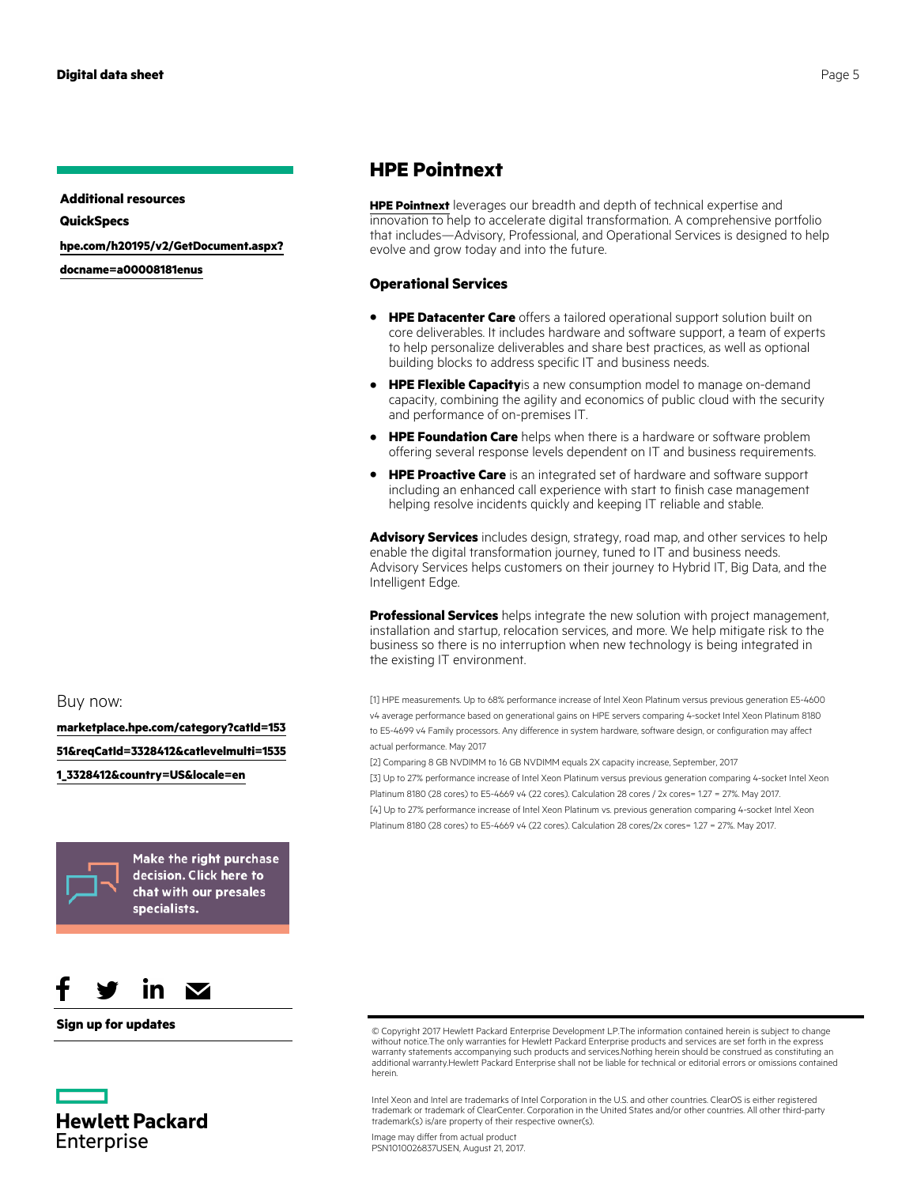**Additional resources**

**QuickSpecs**

**hpe.com/h20195/v2/GetDocument.aspx?docname=a00008181enus**

Buy now:

**marketplace.hpe.com/category?catId=15351&reqCatId=3328412&catlevelmulti=15351_3328412&country=US&locale=en**

**Make the right purchase decision. Click here to chat with our presales specialists.**

**Sign up for updates**

## HPE Pointnext

**HPE Pointnext** leverages our breadth and depth of technical expertise and innovation to help to accelerate digital transformation. A comprehensive portfolio that includes—Advisory, Professional, and Operational Services is designed to help evolve and grow today and into the future.

### Operational Services

- **HPE Datacenter Care** offers a tailored operational support solution built on core deliverables. It includes hardware and software support, a team of experts to help personalize deliverables and share best practices, as well as optional building blocks to address specific IT and business needs.
- **HPE Flexible Capacity**is a new consumption model to manage on-demand capacity, combining the agility and economics of public cloud with the security and performance of on-premises IT.
- **HPE Foundation Care** helps when there is a hardware or software problem offering several response levels dependent on IT and business requirements.
- **HPE Proactive Care** is an integrated set of hardware and software support including an enhanced call experience with start to finish case management helping resolve incidents quickly and keeping IT reliable and stable.

**Advisory Services** includes design, strategy, road map, and other services to help enable the digital transformation journey, tuned to IT and business needs. Advisory Services helps customers on their journey to Hybrid IT, Big Data, and the Intelligent Edge.

**Professional Services** helps integrate the new solution with project management, installation and startup, relocation services, and more. We help mitigate risk to the business so there is no interruption when new technology is being integrated in the existing IT environment.

[1] HPE measurements. Up to 68% performance increase of Intel Xeon Platinum versus previous generation E5-4600 v4 average performance based on generational gains on HPE servers comparing 4-socket Intel Xeon Platinum 8180 to E5-4699 v4 Family processors. Any difference in system hardware, software design, or configuration may affect actual performance. May 2017

[2] Comparing 8 GB NVDIMM to 16 GB NVDIMM equals 2X capacity increase, September, 2017

[3] Up to 27% performance increase of Intel Xeon Platinum versus previous generation comparing 4-socket Intel Xeon Platinum 8180 (28 cores) to E5-4669 v4 (22 cores). Calculation 28 cores / 2x cores= 1.27 = 27%. May 2017.

[4] Up to 27% performance increase of Intel Xeon Platinum vs. previous generation comparing 4-socket Intel Xeon Platinum 8180 (28 cores) to E5-4669 v4 (22 cores). Calculation 28 cores/2x cores= 1.27 = 27%. May 2017.

© Copyright 2017 Hewlett Packard Enterprise Development LP.The information contained herein is subject to change without notice.The only warranties for Hewlett Packard Enterprise products and services are set forth in the express warranty statements accompanying such products and services.Nothing herein should be construed as constituting an additional warranty.Hewlett Packard Enterprise shall not be liable for technical or editorial errors or omissions contained herein.

Intel Xeon and Intel are trademarks of Intel Corporation in the U.S. and other countries. ClearOS is either registered trademark or trademark of ClearCenter. Corporation in the United States and/or other countries. All other third-party trademark(s) is/are property of their respective owner(s).

Image may differ from actual product

PSN1010026837USEN, August 21, 2017.

**Hewlett Packard**
Enterprise